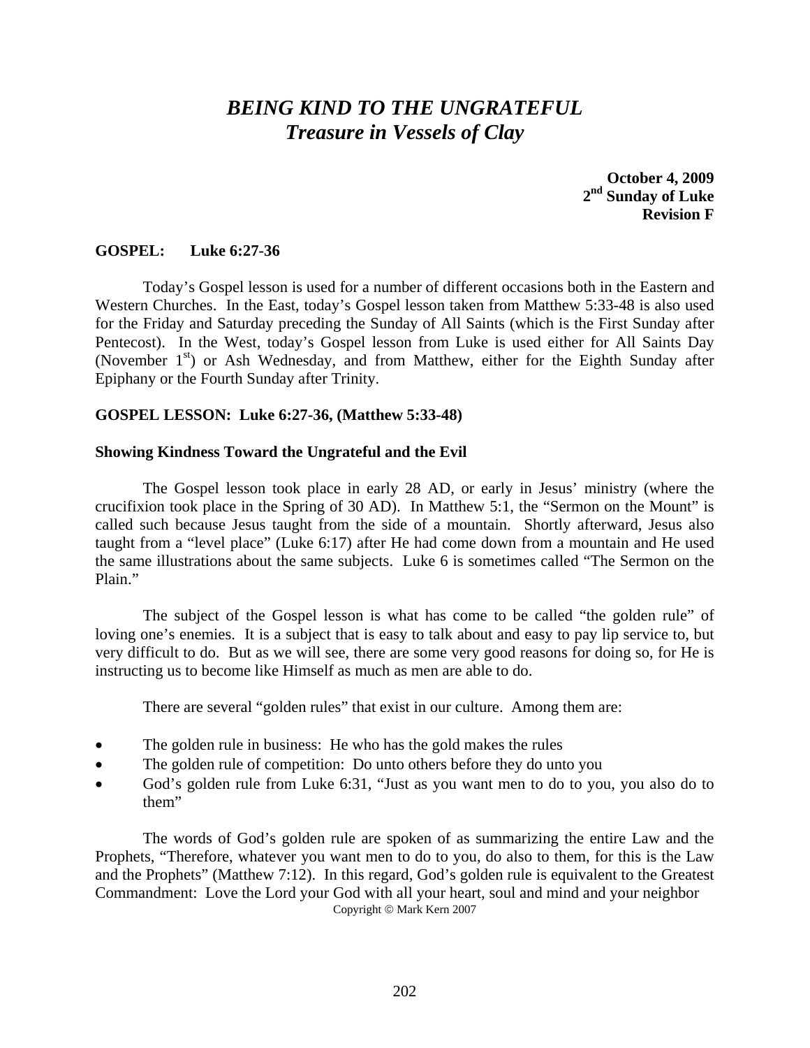# *BEING KIND TO THE UNGRATEFUL*
## *Treasure in Vessels of Clay*

**October 4, 2009**
**2nd Sunday of Luke**
**Revision F**

**GOSPEL: Luke 6:27-36**

Today's Gospel lesson is used for a number of different occasions both in the Eastern and Western Churches. In the East, today's Gospel lesson taken from Matthew 5:33-48 is also used for the Friday and Saturday preceding the Sunday of All Saints (which is the First Sunday after Pentecost). In the West, today's Gospel lesson from Luke is used either for All Saints Day (November 1st) or Ash Wednesday, and from Matthew, either for the Eighth Sunday after Epiphany or the Fourth Sunday after Trinity.

**GOSPEL LESSON: Luke 6:27-36, (Matthew 5:33-48)**

**Showing Kindness Toward the Ungrateful and the Evil**

The Gospel lesson took place in early 28 AD, or early in Jesus' ministry (where the crucifixion took place in the Spring of 30 AD). In Matthew 5:1, the "Sermon on the Mount" is called such because Jesus taught from the side of a mountain. Shortly afterward, Jesus also taught from a "level place" (Luke 6:17) after He had come down from a mountain and He used the same illustrations about the same subjects. Luke 6 is sometimes called "The Sermon on the Plain."

The subject of the Gospel lesson is what has come to be called "the golden rule" of loving one's enemies. It is a subject that is easy to talk about and easy to pay lip service to, but very difficult to do. But as we will see, there are some very good reasons for doing so, for He is instructing us to become like Himself as much as men are able to do.

There are several "golden rules" that exist in our culture. Among them are:

- The golden rule in business: He who has the gold makes the rules
- The golden rule of competition: Do unto others before they do unto you
- God's golden rule from Luke 6:31, "Just as you want men to do to you, you also do to them"

The words of God's golden rule are spoken of as summarizing the entire Law and the Prophets, "Therefore, whatever you want men to do to you, do also to them, for this is the Law and the Prophets" (Matthew 7:12). In this regard, God's golden rule is equivalent to the Greatest Commandment: Love the Lord your God with all your heart, soul and mind and your neighbor

Copyright © Mark Kern 2007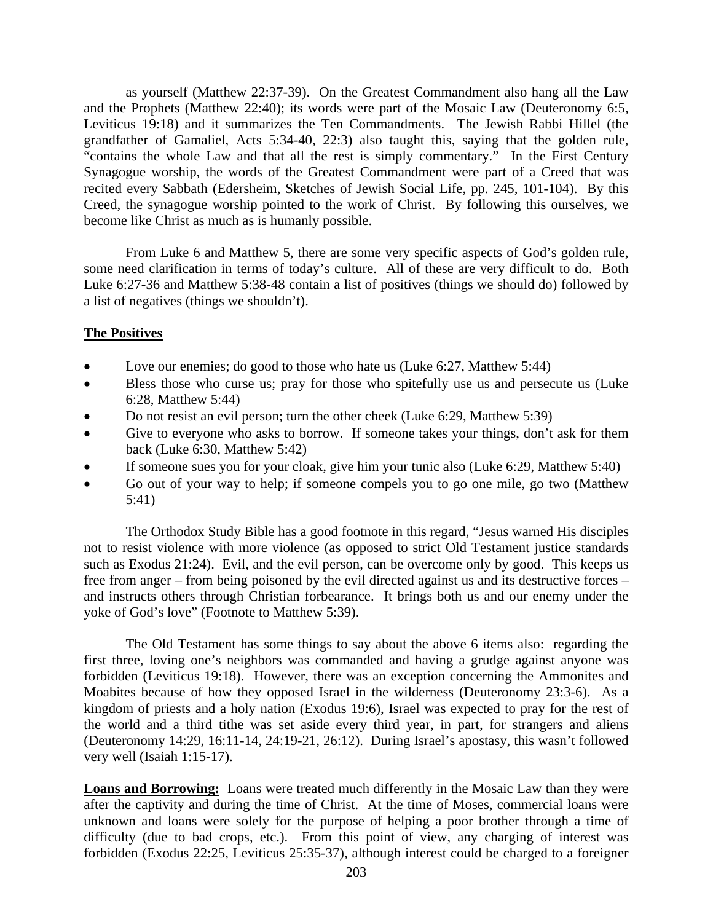as yourself (Matthew 22:37-39). On the Greatest Commandment also hang all the Law and the Prophets (Matthew 22:40); its words were part of the Mosaic Law (Deuteronomy 6:5, Leviticus 19:18) and it summarizes the Ten Commandments. The Jewish Rabbi Hillel (the grandfather of Gamaliel, Acts 5:34-40, 22:3) also taught this, saying that the golden rule, "contains the whole Law and that all the rest is simply commentary." In the First Century Synagogue worship, the words of the Greatest Commandment were part of a Creed that was recited every Sabbath (Edersheim, Sketches of Jewish Social Life, pp. 245, 101-104). By this Creed, the synagogue worship pointed to the work of Christ. By following this ourselves, we become like Christ as much as is humanly possible.

From Luke 6 and Matthew 5, there are some very specific aspects of God's golden rule, some need clarification in terms of today's culture. All of these are very difficult to do. Both Luke 6:27-36 and Matthew 5:38-48 contain a list of positives (things we should do) followed by a list of negatives (things we shouldn't).

**The Positives**

- Love our enemies; do good to those who hate us (Luke 6:27, Matthew 5:44)
- Bless those who curse us; pray for those who spitefully use us and persecute us (Luke 6:28, Matthew 5:44)
- Do not resist an evil person; turn the other cheek (Luke 6:29, Matthew 5:39)
- Give to everyone who asks to borrow. If someone takes your things, don't ask for them back (Luke 6:30, Matthew 5:42)
- If someone sues you for your cloak, give him your tunic also (Luke 6:29, Matthew 5:40)
- Go out of your way to help; if someone compels you to go one mile, go two (Matthew 5:41)

The Orthodox Study Bible has a good footnote in this regard, "Jesus warned His disciples not to resist violence with more violence (as opposed to strict Old Testament justice standards such as Exodus 21:24). Evil, and the evil person, can be overcome only by good. This keeps us free from anger – from being poisoned by the evil directed against us and its destructive forces – and instructs others through Christian forbearance. It brings both us and our enemy under the yoke of God's love" (Footnote to Matthew 5:39).

The Old Testament has some things to say about the above 6 items also: regarding the first three, loving one's neighbors was commanded and having a grudge against anyone was forbidden (Leviticus 19:18). However, there was an exception concerning the Ammonites and Moabites because of how they opposed Israel in the wilderness (Deuteronomy 23:3-6). As a kingdom of priests and a holy nation (Exodus 19:6), Israel was expected to pray for the rest of the world and a third tithe was set aside every third year, in part, for strangers and aliens (Deuteronomy 14:29, 16:11-14, 24:19-21, 26:12). During Israel's apostasy, this wasn't followed very well (Isaiah 1:15-17).

**Loans and Borrowing:** Loans were treated much differently in the Mosaic Law than they were after the captivity and during the time of Christ. At the time of Moses, commercial loans were unknown and loans were solely for the purpose of helping a poor brother through a time of difficulty (due to bad crops, etc.). From this point of view, any charging of interest was forbidden (Exodus 22:25, Leviticus 25:35-37), although interest could be charged to a foreigner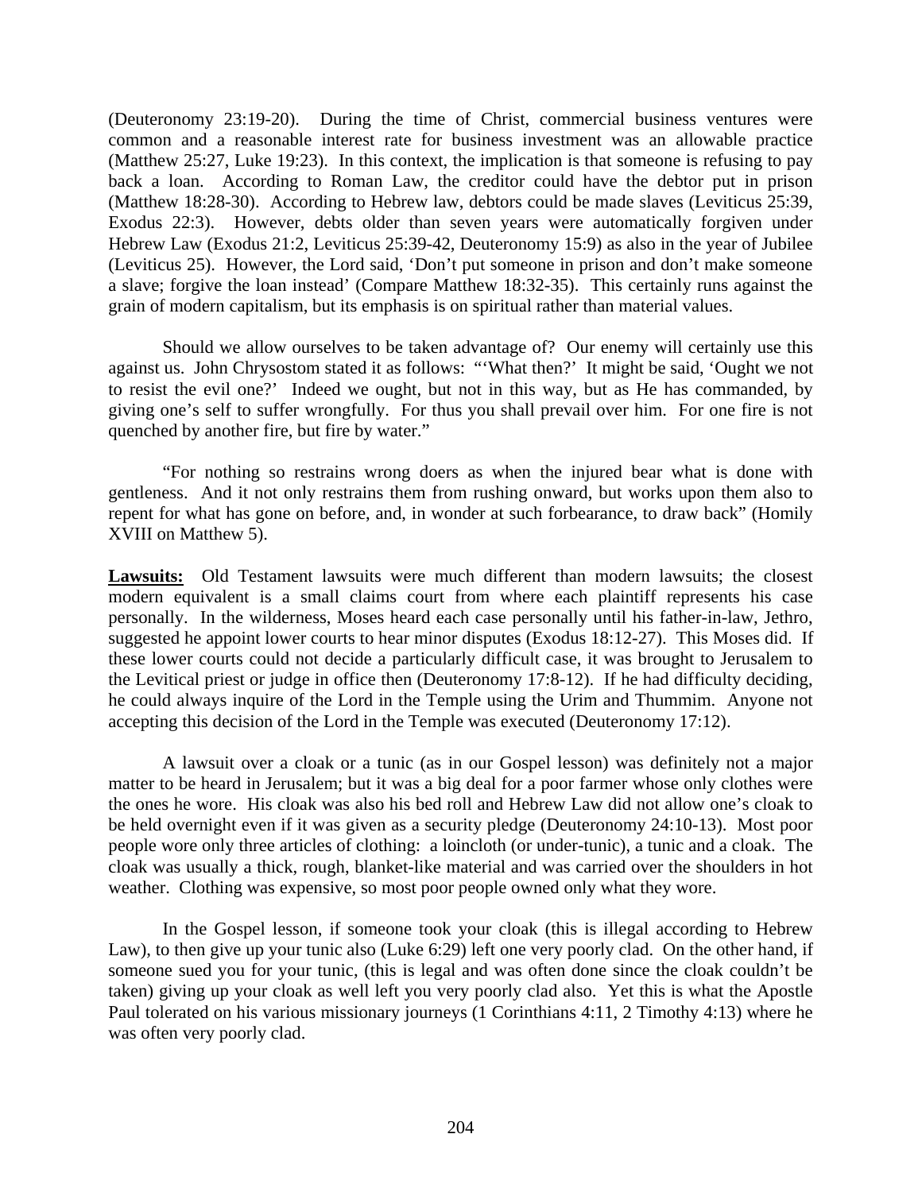(Deuteronomy 23:19-20). During the time of Christ, commercial business ventures were common and a reasonable interest rate for business investment was an allowable practice (Matthew 25:27, Luke 19:23). In this context, the implication is that someone is refusing to pay back a loan. According to Roman Law, the creditor could have the debtor put in prison (Matthew 18:28-30). According to Hebrew law, debtors could be made slaves (Leviticus 25:39, Exodus 22:3). However, debts older than seven years were automatically forgiven under Hebrew Law (Exodus 21:2, Leviticus 25:39-42, Deuteronomy 15:9) as also in the year of Jubilee (Leviticus 25). However, the Lord said, 'Don't put someone in prison and don't make someone a slave; forgive the loan instead' (Compare Matthew 18:32-35). This certainly runs against the grain of modern capitalism, but its emphasis is on spiritual rather than material values.

Should we allow ourselves to be taken advantage of? Our enemy will certainly use this against us. John Chrysostom stated it as follows: "'What then?' It might be said, 'Ought we not to resist the evil one?' Indeed we ought, but not in this way, but as He has commanded, by giving one's self to suffer wrongfully. For thus you shall prevail over him. For one fire is not quenched by another fire, but fire by water."

"For nothing so restrains wrong doers as when the injured bear what is done with gentleness. And it not only restrains them from rushing onward, but works upon them also to repent for what has gone on before, and, in wonder at such forbearance, to draw back" (Homily XVIII on Matthew 5).

**Lawsuits:** Old Testament lawsuits were much different than modern lawsuits; the closest modern equivalent is a small claims court from where each plaintiff represents his case personally. In the wilderness, Moses heard each case personally until his father-in-law, Jethro, suggested he appoint lower courts to hear minor disputes (Exodus 18:12-27). This Moses did. If these lower courts could not decide a particularly difficult case, it was brought to Jerusalem to the Levitical priest or judge in office then (Deuteronomy 17:8-12). If he had difficulty deciding, he could always inquire of the Lord in the Temple using the Urim and Thummim. Anyone not accepting this decision of the Lord in the Temple was executed (Deuteronomy 17:12).

A lawsuit over a cloak or a tunic (as in our Gospel lesson) was definitely not a major matter to be heard in Jerusalem; but it was a big deal for a poor farmer whose only clothes were the ones he wore. His cloak was also his bed roll and Hebrew Law did not allow one's cloak to be held overnight even if it was given as a security pledge (Deuteronomy 24:10-13). Most poor people wore only three articles of clothing: a loincloth (or under-tunic), a tunic and a cloak. The cloak was usually a thick, rough, blanket-like material and was carried over the shoulders in hot weather. Clothing was expensive, so most poor people owned only what they wore.

In the Gospel lesson, if someone took your cloak (this is illegal according to Hebrew Law), to then give up your tunic also (Luke 6:29) left one very poorly clad. On the other hand, if someone sued you for your tunic, (this is legal and was often done since the cloak couldn't be taken) giving up your cloak as well left you very poorly clad also. Yet this is what the Apostle Paul tolerated on his various missionary journeys (1 Corinthians 4:11, 2 Timothy 4:13) where he was often very poorly clad.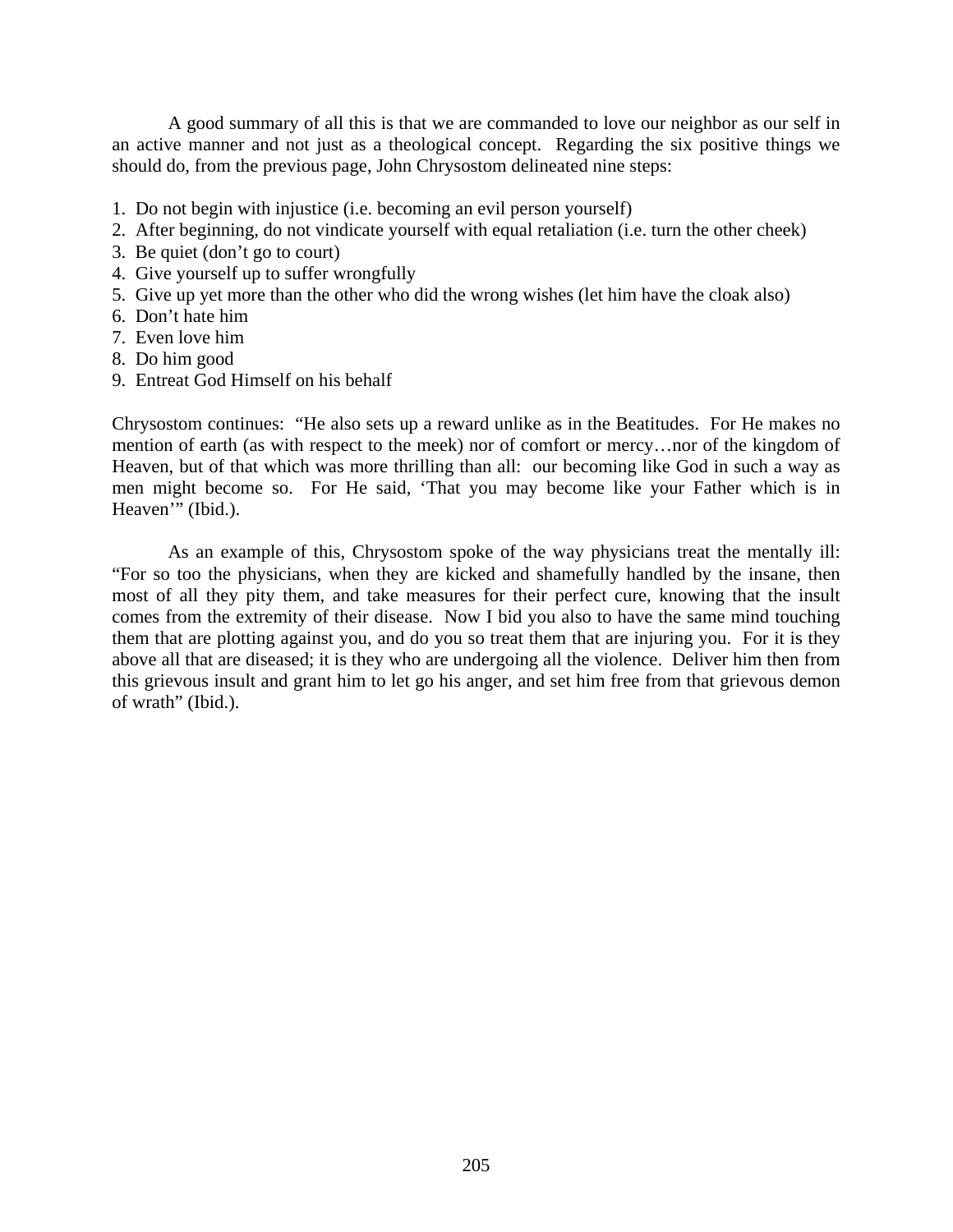A good summary of all this is that we are commanded to love our neighbor as our self in an active manner and not just as a theological concept. Regarding the six positive things we should do, from the previous page, John Chrysostom delineated nine steps:

1. Do not begin with injustice (i.e. becoming an evil person yourself)
2. After beginning, do not vindicate yourself with equal retaliation (i.e. turn the other cheek)
3. Be quiet (don't go to court)
4. Give yourself up to suffer wrongfully
5. Give up yet more than the other who did the wrong wishes (let him have the cloak also)
6. Don't hate him
7. Even love him
8. Do him good
9. Entreat God Himself on his behalf

Chrysostom continues: "He also sets up a reward unlike as in the Beatitudes. For He makes no mention of earth (as with respect to the meek) nor of comfort or mercy…nor of the kingdom of Heaven, but of that which was more thrilling than all: our becoming like God in such a way as men might become so. For He said, 'That you may become like your Father which is in Heaven'" (Ibid.).

As an example of this, Chrysostom spoke of the way physicians treat the mentally ill: "For so too the physicians, when they are kicked and shamefully handled by the insane, then most of all they pity them, and take measures for their perfect cure, knowing that the insult comes from the extremity of their disease. Now I bid you also to have the same mind touching them that are plotting against you, and do you so treat them that are injuring you. For it is they above all that are diseased; it is they who are undergoing all the violence. Deliver him then from this grievous insult and grant him to let go his anger, and set him free from that grievous demon of wrath" (Ibid.).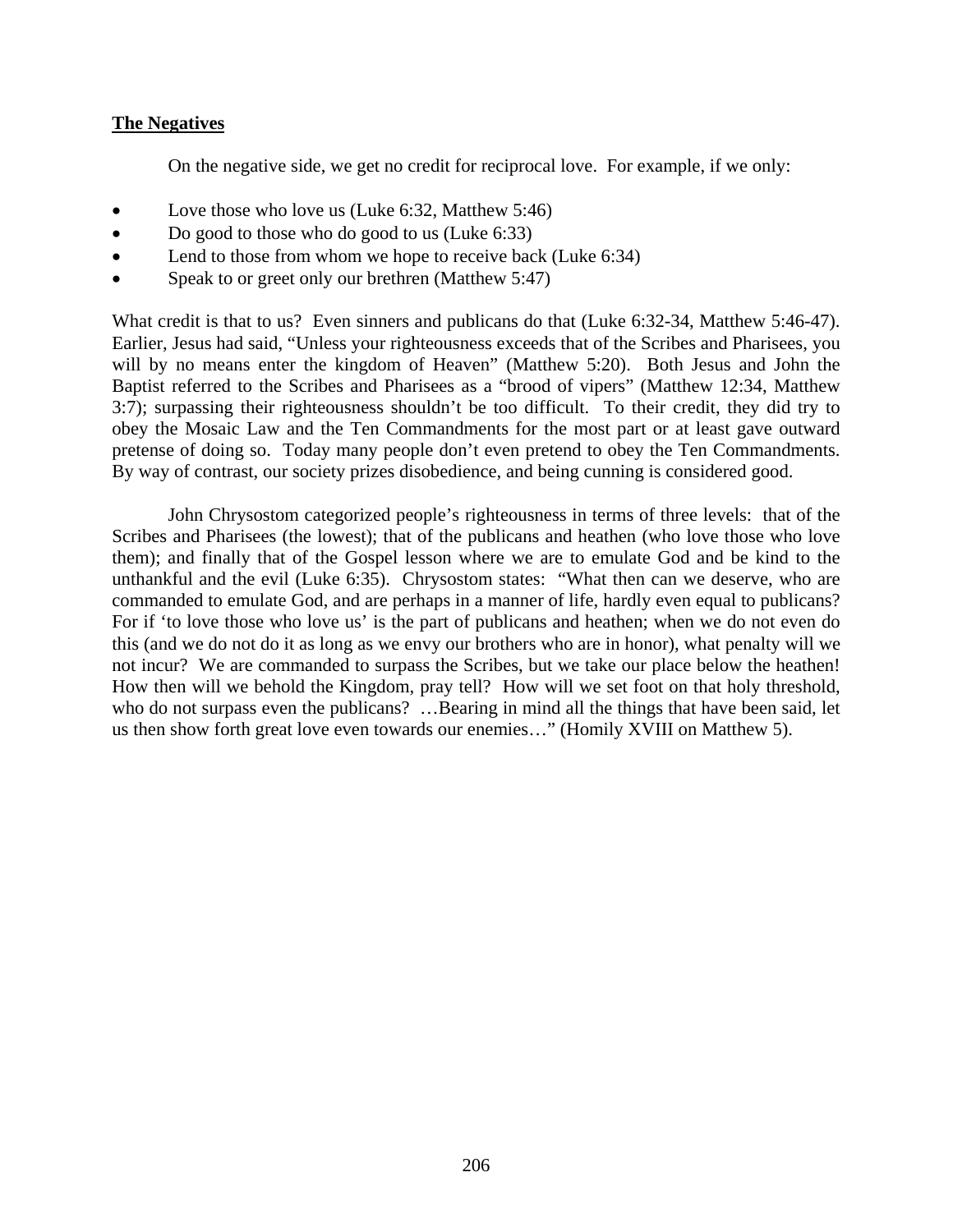## The Negatives

On the negative side, we get no credit for reciprocal love. For example, if we only:

- Love those who love us (Luke 6:32, Matthew 5:46)
- Do good to those who do good to us (Luke 6:33)
- Lend to those from whom we hope to receive back (Luke 6:34)
- Speak to or greet only our brethren (Matthew 5:47)

What credit is that to us? Even sinners and publicans do that (Luke 6:32-34, Matthew 5:46-47). Earlier, Jesus had said, "Unless your righteousness exceeds that of the Scribes and Pharisees, you will by no means enter the kingdom of Heaven" (Matthew 5:20). Both Jesus and John the Baptist referred to the Scribes and Pharisees as a "brood of vipers" (Matthew 12:34, Matthew 3:7); surpassing their righteousness shouldn't be too difficult. To their credit, they did try to obey the Mosaic Law and the Ten Commandments for the most part or at least gave outward pretense of doing so. Today many people don't even pretend to obey the Ten Commandments. By way of contrast, our society prizes disobedience, and being cunning is considered good.

John Chrysostom categorized people's righteousness in terms of three levels: that of the Scribes and Pharisees (the lowest); that of the publicans and heathen (who love those who love them); and finally that of the Gospel lesson where we are to emulate God and be kind to the unthankful and the evil (Luke 6:35). Chrysostom states: "What then can we deserve, who are commanded to emulate God, and are perhaps in a manner of life, hardly even equal to publicans? For if 'to love those who love us' is the part of publicans and heathen; when we do not even do this (and we do not do it as long as we envy our brothers who are in honor), what penalty will we not incur? We are commanded to surpass the Scribes, but we take our place below the heathen! How then will we behold the Kingdom, pray tell? How will we set foot on that holy threshold, who do not surpass even the publicans? …Bearing in mind all the things that have been said, let us then show forth great love even towards our enemies…" (Homily XVIII on Matthew 5).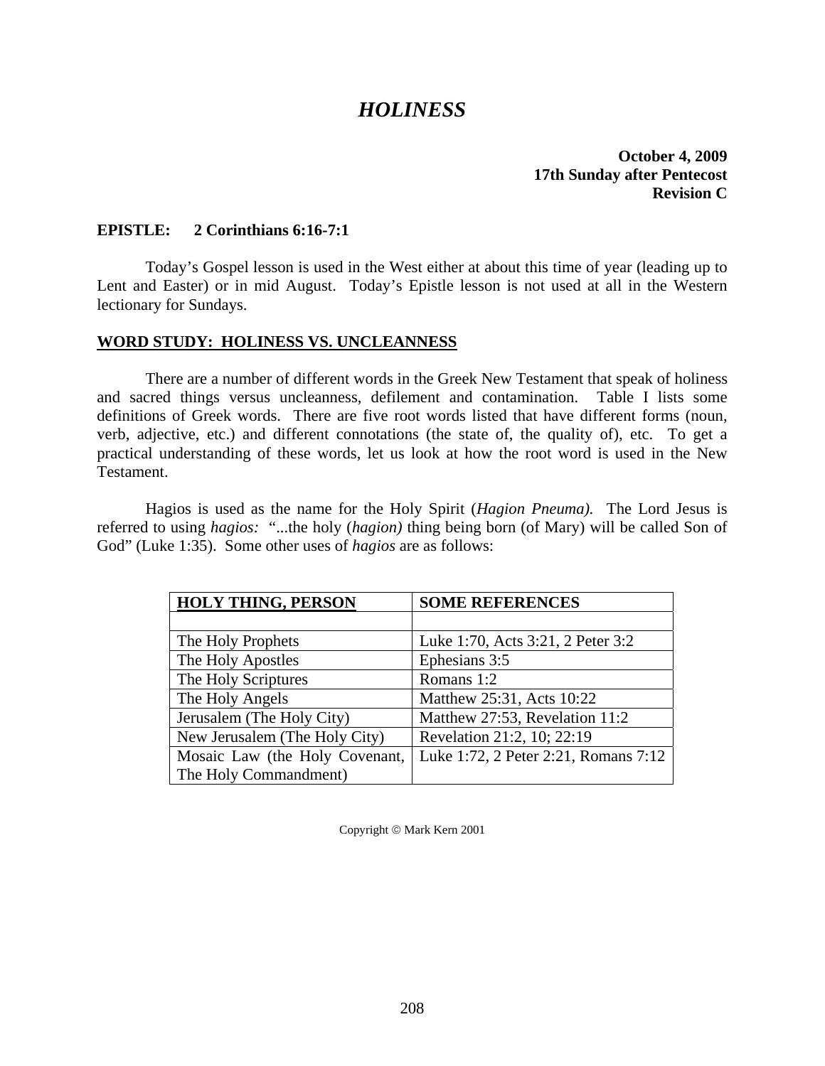# *HOLINESS*

**October 4, 2009**
**17th Sunday after Pentecost**
**Revision C**

**EPISTLE: 2 Corinthians 6:16-7:1**

Today's Gospel lesson is used in the West either at about this time of year (leading up to Lent and Easter) or in mid August. Today's Epistle lesson is not used at all in the Western lectionary for Sundays.

## WORD STUDY: HOLINESS VS. UNCLEANNESS

There are a number of different words in the Greek New Testament that speak of holiness and sacred things versus uncleanness, defilement and contamination. Table I lists some definitions of Greek words. There are five root words listed that have different forms (noun, verb, adjective, etc.) and different connotations (the state of, the quality of), etc. To get a practical understanding of these words, let us look at how the root word is used in the New Testament.

Hagios is used as the name for the Holy Spirit (*Hagion Pneuma).* The Lord Jesus is referred to using *hagios:* "...the holy (*hagion)* thing being born (of Mary) will be called Son of God" (Luke 1:35). Some other uses of *hagios* are as follows:

| HOLY THING, PERSON | SOME REFERENCES |
|---|---|
| | |
| The Holy Prophets | Luke 1:70, Acts 3:21, 2 Peter 3:2 |
| The Holy Apostles | Ephesians 3:5 |
| The Holy Scriptures | Romans 1:2 |
| The Holy Angels | Matthew 25:31, Acts 10:22 |
| Jerusalem (The Holy City) | Matthew 27:53, Revelation 11:2 |
| New Jerusalem (The Holy City) | Revelation 21:2, 10; 22:19 |
| Mosaic Law (the Holy Covenant, The Holy Commandment) | Luke 1:72, 2 Peter 2:21, Romans 7:12 |

Copyright © Mark Kern 2001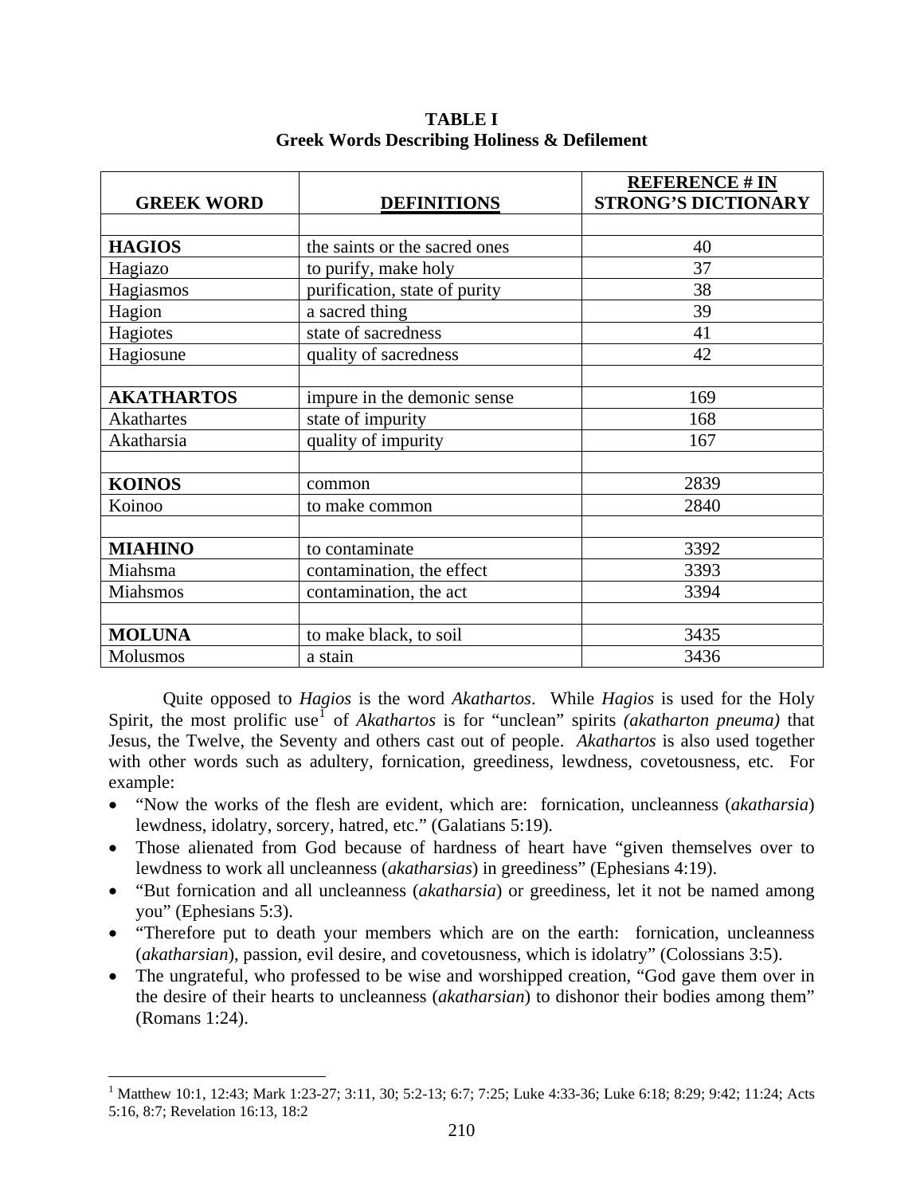**TABLE I**
**Greek Words Describing Holiness & Defilement**

| GREEK WORD | DEFINITIONS | REFERENCE # IN STRONG'S DICTIONARY |
|---|---|---|
| | | |
| **HAGIOS** | the saints or the sacred ones | 40 |
| Hagiazo | to purify, make holy | 37 |
| Hagiasmos | purification, state of purity | 38 |
| Hagion | a sacred thing | 39 |
| Hagiotes | state of sacredness | 41 |
| Hagiosune | quality of sacredness | 42 |
| | | |
| **AKATHARTOS** | impure in the demonic sense | 169 |
| Akathartes | state of impurity | 168 |
| Akatharsia | quality of impurity | 167 |
| | | |
| **KOINOS** | common | 2839 |
| Koinoo | to make common | 2840 |
| | | |
| **MIAHINO** | to contaminate | 3392 |
| Miahsma | contamination, the effect | 3393 |
| Miahsmos | contamination, the act | 3394 |
| | | |
| **MOLUNA** | to make black, to soil | 3435 |
| Molusmos | a stain | 3436 |

Quite opposed to *Hagios* is the word *Akathartos*. While *Hagios* is used for the Holy Spirit, the most prolific use[1] of *Akathartos* is for "unclean" spirits *(akatharton pneuma)* that Jesus, the Twelve, the Seventy and others cast out of people. *Akathartos* is also used together with other words such as adultery, fornication, greediness, lewdness, covetousness, etc. For example:

- "Now the works of the flesh are evident, which are: fornication, uncleanness (*akatharsia*) lewdness, idolatry, sorcery, hatred, etc." (Galatians 5:19).
- Those alienated from God because of hardness of heart have "given themselves over to lewdness to work all uncleanness (*akatharsias*) in greediness" (Ephesians 4:19).
- "But fornication and all uncleanness (*akatharsia*) or greediness, let it not be named among you" (Ephesians 5:3).
- "Therefore put to death your members which are on the earth: fornication, uncleanness (*akatharsian*), passion, evil desire, and covetousness, which is idolatry" (Colossians 3:5).
- The ungrateful, who professed to be wise and worshipped creation, "God gave them over in the desire of their hearts to uncleanness (*akatharsian*) to dishonor their bodies among them" (Romans 1:24).

[1] Matthew 10:1, 12:43; Mark 1:23-27; 3:11, 30; 5:2-13; 6:7; 7:25; Luke 4:33-36; Luke 6:18; 8:29; 9:42; 11:24; Acts 5:16, 8:7; Revelation 16:13, 18:2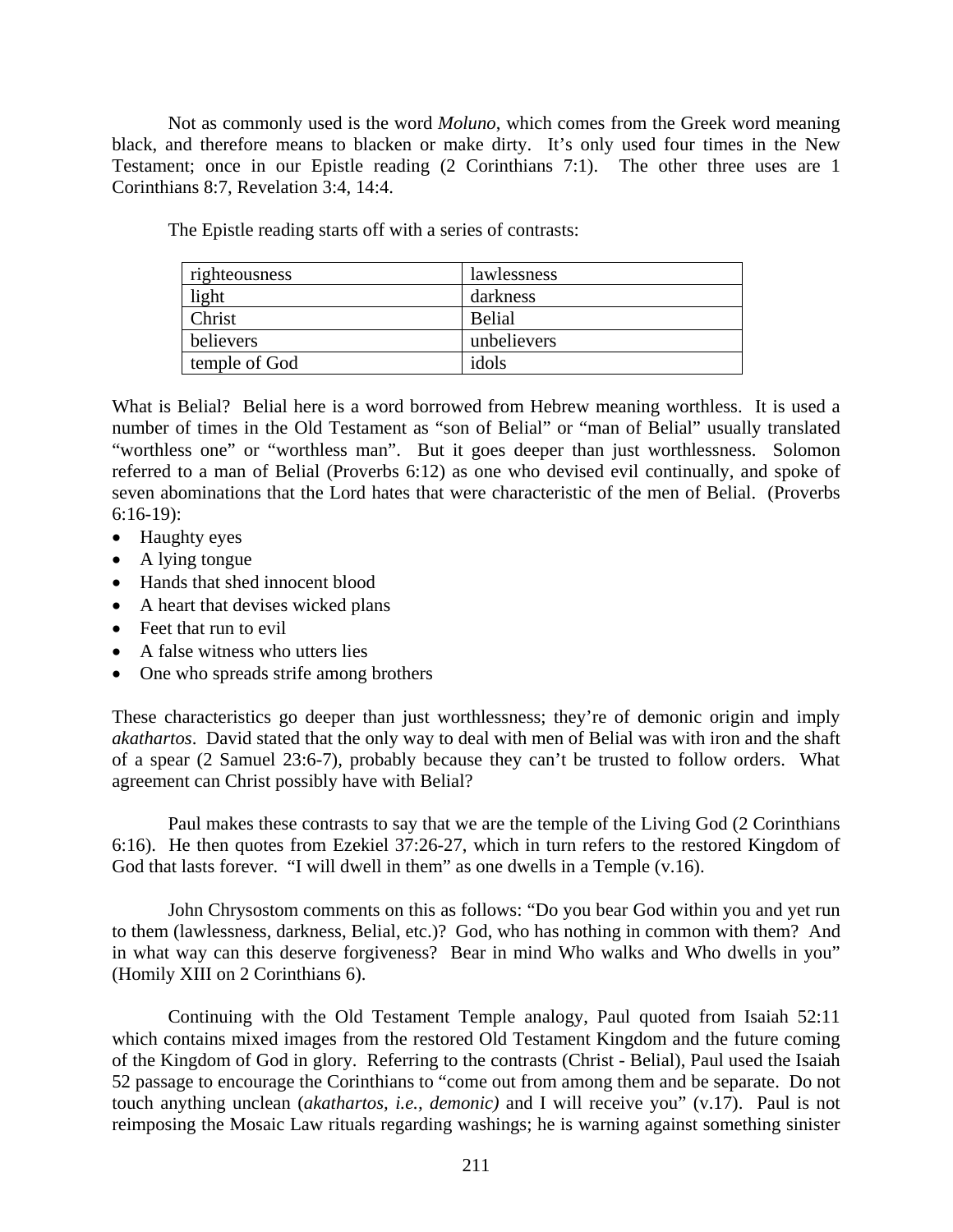Not as commonly used is the word *Moluno*, which comes from the Greek word meaning black, and therefore means to blacken or make dirty. It's only used four times in the New Testament; once in our Epistle reading (2 Corinthians 7:1). The other three uses are 1 Corinthians 8:7, Revelation 3:4, 14:4.

The Epistle reading starts off with a series of contrasts:

| righteousness | lawlessness |
|---|---|
| light | darkness |
| Christ | Belial |
| believers | unbelievers |
| temple of God | idols |

What is Belial? Belial here is a word borrowed from Hebrew meaning worthless. It is used a number of times in the Old Testament as "son of Belial" or "man of Belial" usually translated "worthless one" or "worthless man". But it goes deeper than just worthlessness. Solomon referred to a man of Belial (Proverbs 6:12) as one who devised evil continually, and spoke of seven abominations that the Lord hates that were characteristic of the men of Belial. (Proverbs 6:16-19):

- Haughty eyes
- A lying tongue
- Hands that shed innocent blood
- A heart that devises wicked plans
- Feet that run to evil
- A false witness who utters lies
- One who spreads strife among brothers

These characteristics go deeper than just worthlessness; they're of demonic origin and imply *akathartos*. David stated that the only way to deal with men of Belial was with iron and the shaft of a spear (2 Samuel 23:6-7), probably because they can't be trusted to follow orders. What agreement can Christ possibly have with Belial?

Paul makes these contrasts to say that we are the temple of the Living God (2 Corinthians 6:16). He then quotes from Ezekiel 37:26-27, which in turn refers to the restored Kingdom of God that lasts forever. "I will dwell in them" as one dwells in a Temple (v.16).

John Chrysostom comments on this as follows: "Do you bear God within you and yet run to them (lawlessness, darkness, Belial, etc.)? God, who has nothing in common with them? And in what way can this deserve forgiveness? Bear in mind Who walks and Who dwells in you" (Homily XIII on 2 Corinthians 6).

Continuing with the Old Testament Temple analogy, Paul quoted from Isaiah 52:11 which contains mixed images from the restored Old Testament Kingdom and the future coming of the Kingdom of God in glory. Referring to the contrasts (Christ - Belial), Paul used the Isaiah 52 passage to encourage the Corinthians to "come out from among them and be separate. Do not touch anything unclean (*akathartos, i.e., demonic)* and I will receive you" (v.17). Paul is not reimposing the Mosaic Law rituals regarding washings; he is warning against something sinister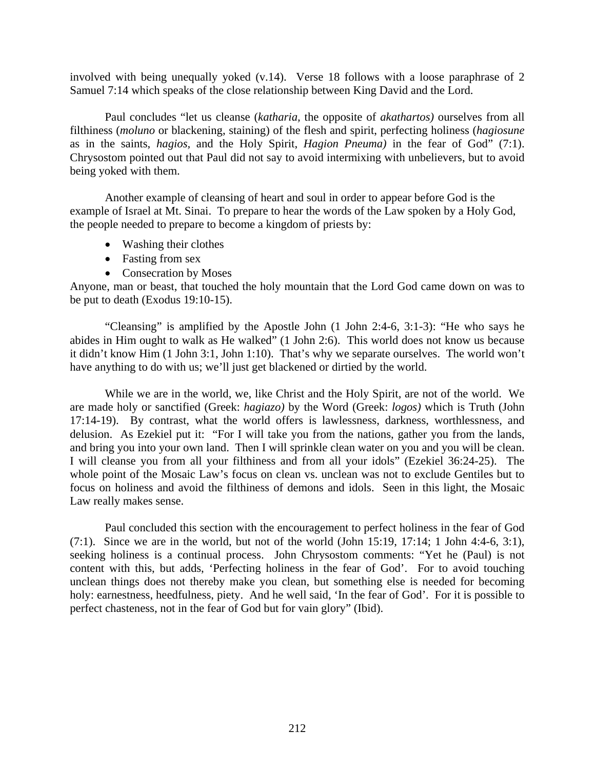involved with being unequally yoked (v.14). Verse 18 follows with a loose paraphrase of 2 Samuel 7:14 which speaks of the close relationship between King David and the Lord.

Paul concludes "let us cleanse (*katharia,* the opposite of *akathartos)* ourselves from all filthiness (*moluno* or blackening, staining) of the flesh and spirit, perfecting holiness (*hagiosune* as in the saints, *hagios*, and the Holy Spirit, *Hagion Pneuma)* in the fear of God" (7:1). Chrysostom pointed out that Paul did not say to avoid intermixing with unbelievers, but to avoid being yoked with them.

Another example of cleansing of heart and soul in order to appear before God is the example of Israel at Mt. Sinai. To prepare to hear the words of the Law spoken by a Holy God, the people needed to prepare to become a kingdom of priests by:

- Washing their clothes
- Fasting from sex
- Consecration by Moses

Anyone, man or beast, that touched the holy mountain that the Lord God came down on was to be put to death (Exodus 19:10-15).

"Cleansing" is amplified by the Apostle John (1 John 2:4-6, 3:1-3): "He who says he abides in Him ought to walk as He walked" (1 John 2:6). This world does not know us because it didn't know Him (1 John 3:1, John 1:10). That's why we separate ourselves. The world won't have anything to do with us; we'll just get blackened or dirtied by the world.

While we are in the world, we, like Christ and the Holy Spirit, are not of the world. We are made holy or sanctified (Greek: *hagiazo)* by the Word (Greek: *logos)* which is Truth (John 17:14-19). By contrast, what the world offers is lawlessness, darkness, worthlessness, and delusion. As Ezekiel put it: "For I will take you from the nations, gather you from the lands, and bring you into your own land. Then I will sprinkle clean water on you and you will be clean. I will cleanse you from all your filthiness and from all your idols" (Ezekiel 36:24-25). The whole point of the Mosaic Law's focus on clean vs. unclean was not to exclude Gentiles but to focus on holiness and avoid the filthiness of demons and idols. Seen in this light, the Mosaic Law really makes sense.

Paul concluded this section with the encouragement to perfect holiness in the fear of God (7:1). Since we are in the world, but not of the world (John 15:19, 17:14; 1 John 4:4-6, 3:1), seeking holiness is a continual process. John Chrysostom comments: "Yet he (Paul) is not content with this, but adds, 'Perfecting holiness in the fear of God'. For to avoid touching unclean things does not thereby make you clean, but something else is needed for becoming holy: earnestness, heedfulness, piety. And he well said, 'In the fear of God'. For it is possible to perfect chasteness, not in the fear of God but for vain glory" (Ibid).